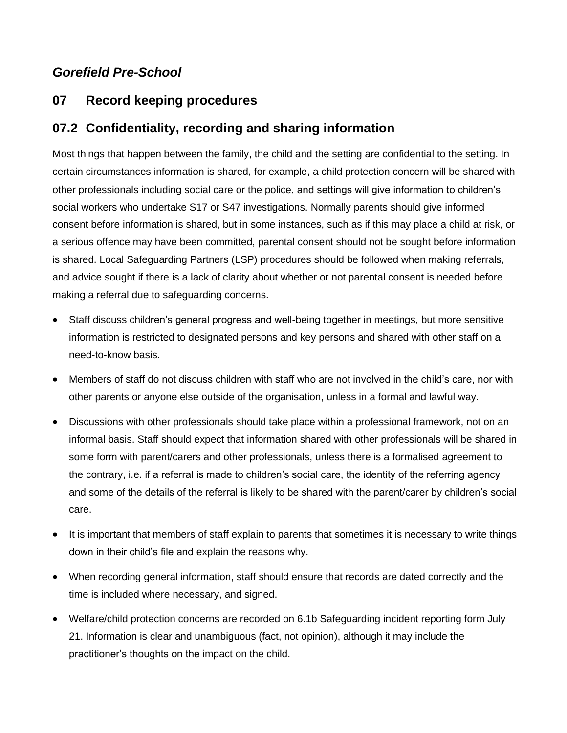*Gorefield Pre-School*

## 07 Record keeping procedures

## 07.2 Confidentiality, recording and sharing information

Most things that happen between the family, the child and the setting are confidential to the setting. In certain circumstances information is shared, for example, a child protection concern will be shared with other professionals including social care or the police, and settings will give information to children's social workers who undertake S17 or S47 investigations. Normally parents should give informed consent before information is shared, but in some instances, such as if this may place a child at risk, or a serious offence may have been committed, parental consent should not be sought before information is shared. Local Safeguarding Partners (LSP) procedures should be followed when making referrals, and advice sought if there is a lack of clarity about whether or not parental consent is needed before making a referral due to safeguarding concerns.

- Staff discuss children's general progress and well-being together in meetings, but more sensitive information is restricted to designated persons and key persons and shared with other staff on a need-to-know basis.
- Members of staff do not discuss children with staff who are not involved in the child's care, nor with other parents or anyone else outside of the organisation, unless in a formal and lawful way.
- Discussions with other professionals should take place within a professional framework, not on an informal basis. Staff should expect that information shared with other professionals will be shared in some form with parent/carers and other professionals, unless there is a formalised agreement to the contrary, i.e. if a referral is made to children's social care, the identity of the referring agency and some of the details of the referral is likely to be shared with the parent/carer by children's social care.
- It is important that members of staff explain to parents that sometimes it is necessary to write things down in their child's file and explain the reasons why.
- When recording general information, staff should ensure that records are dated correctly and the time is included where necessary, and signed.
- Welfare/child protection concerns are recorded on 6.1b Safeguarding incident reporting form July 21. Information is clear and unambiguous (fact, not opinion), although it may include the practitioner's thoughts on the impact on the child.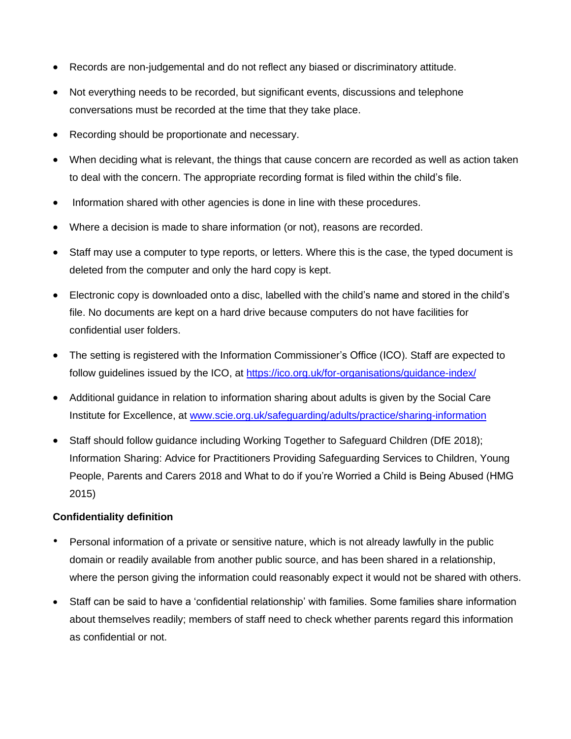- Records are non-judgemental and do not reflect any biased or discriminatory attitude.
- Not everything needs to be recorded, but significant events, discussions and telephone conversations must be recorded at the time that they take place.
- Recording should be proportionate and necessary.
- When deciding what is relevant, the things that cause concern are recorded as well as action taken to deal with the concern. The appropriate recording format is filed within the child's file.
- Information shared with other agencies is done in line with these procedures.
- Where a decision is made to share information (or not), reasons are recorded.
- Staff may use a computer to type reports, or letters. Where this is the case, the typed document is deleted from the computer and only the hard copy is kept.
- Electronic copy is downloaded onto a disc, labelled with the child's name and stored in the child's file. No documents are kept on a hard drive because computers do not have facilities for confidential user folders.
- The setting is registered with the Information Commissioner's Office (ICO). Staff are expected to follow guidelines issued by the ICO, at [https://ico.org.uk/for-organisations/guidance-index/](https://ico.org.uk/for-organisations/guidance-index/)
- Additional guidance in relation to information sharing about adults is given by the Social Care Institute for Excellence, at [www.scie.org.uk/safeguarding/adults/practice/sharing-information](www.scie.org.uk/safeguarding/adults/practice/sharing-information)
- Staff should follow guidance including Working Together to Safeguard Children (DfE 2018); Information Sharing: Advice for Practitioners Providing Safeguarding Services to Children, Young People, Parents and Carers 2018 and What to do if you're Worried a Child is Being Abused (HMG 2015)

**Confidentiality definition**

- Personal information of a private or sensitive nature, which is not already lawfully in the public domain or readily available from another public source, and has been shared in a relationship, where the person giving the information could reasonably expect it would not be shared with others.
- Staff can be said to have a 'confidential relationship' with families. Some families share information about themselves readily; members of staff need to check whether parents regard this information as confidential or not.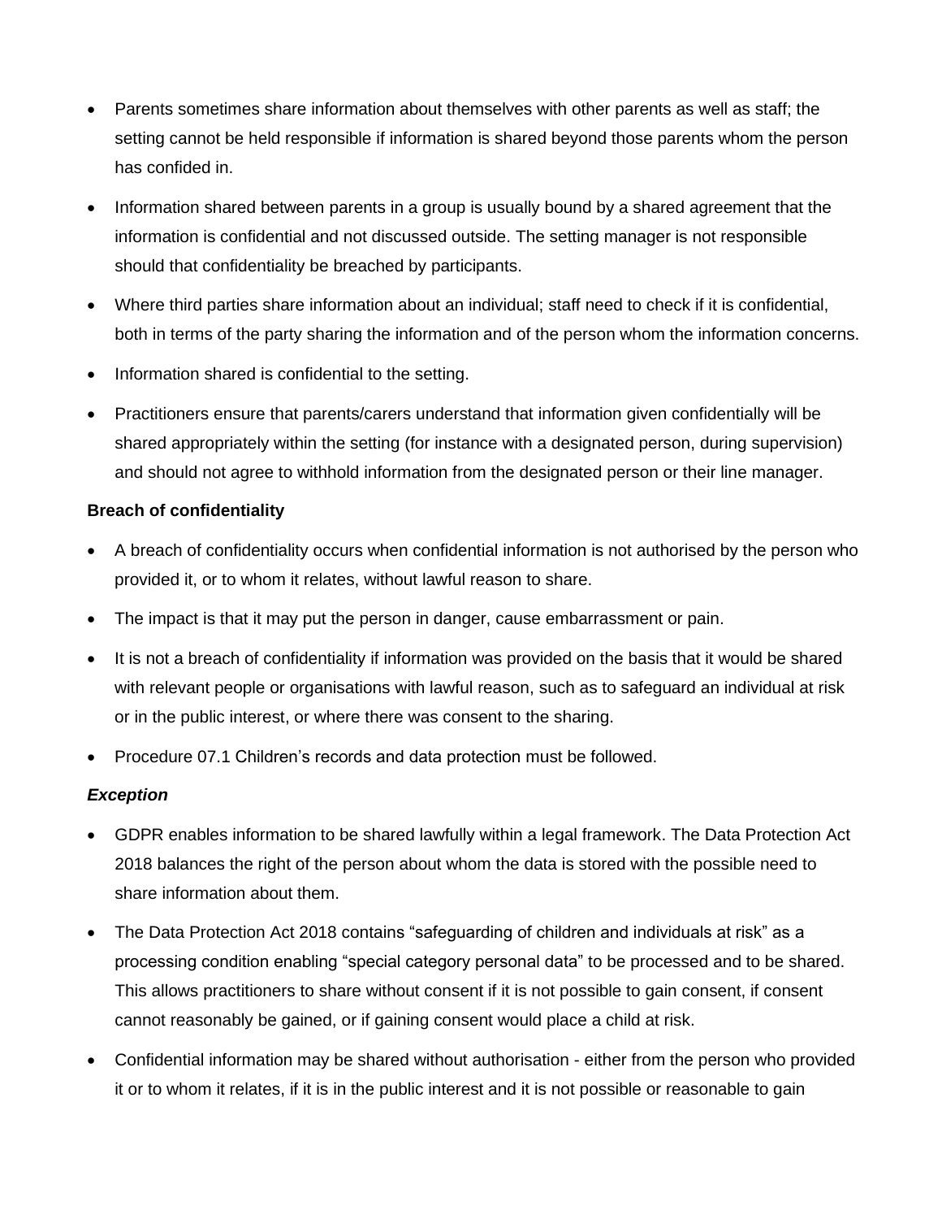- Parents sometimes share information about themselves with other parents as well as staff; the setting cannot be held responsible if information is shared beyond those parents whom the person has confided in.
- Information shared between parents in a group is usually bound by a shared agreement that the information is confidential and not discussed outside. The setting manager is not responsible should that confidentiality be breached by participants.
- Where third parties share information about an individual; staff need to check if it is confidential, both in terms of the party sharing the information and of the person whom the information concerns.
- Information shared is confidential to the setting.
- Practitioners ensure that parents/carers understand that information given confidentially will be shared appropriately within the setting (for instance with a designated person, during supervision) and should not agree to withhold information from the designated person or their line manager.

**Breach of confidentiality**

- A breach of confidentiality occurs when confidential information is not authorised by the person who provided it, or to whom it relates, without lawful reason to share.
- The impact is that it may put the person in danger, cause embarrassment or pain.
- It is not a breach of confidentiality if information was provided on the basis that it would be shared with relevant people or organisations with lawful reason, such as to safeguard an individual at risk or in the public interest, or where there was consent to the sharing.
- Procedure 07.1 Children's records and data protection must be followed.

***Exception***

- GDPR enables information to be shared lawfully within a legal framework. The Data Protection Act 2018 balances the right of the person about whom the data is stored with the possible need to share information about them.
- The Data Protection Act 2018 contains "safeguarding of children and individuals at risk" as a processing condition enabling "special category personal data" to be processed and to be shared. This allows practitioners to share without consent if it is not possible to gain consent, if consent cannot reasonably be gained, or if gaining consent would place a child at risk.
- Confidential information may be shared without authorisation - either from the person who provided it or to whom it relates, if it is in the public interest and it is not possible or reasonable to gain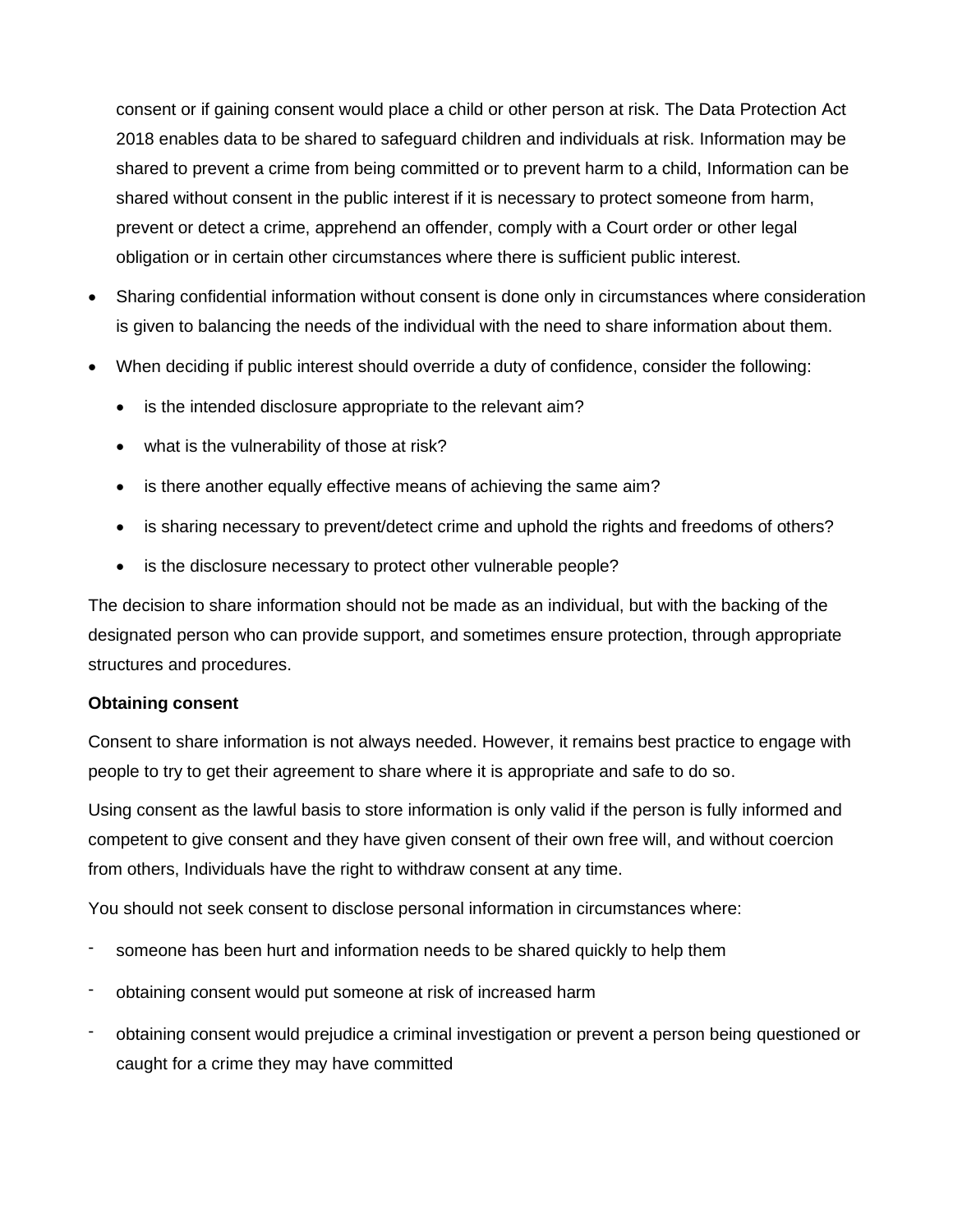consent or if gaining consent would place a child or other person at risk. The Data Protection Act 2018 enables data to be shared to safeguard children and individuals at risk. Information may be shared to prevent a crime from being committed or to prevent harm to a child, Information can be shared without consent in the public interest if it is necessary to protect someone from harm, prevent or detect a crime, apprehend an offender, comply with a Court order or other legal obligation or in certain other circumstances where there is sufficient public interest.

- Sharing confidential information without consent is done only in circumstances where consideration is given to balancing the needs of the individual with the need to share information about them.
- When deciding if public interest should override a duty of confidence, consider the following:
  - is the intended disclosure appropriate to the relevant aim?
  - what is the vulnerability of those at risk?
  - is there another equally effective means of achieving the same aim?
  - is sharing necessary to prevent/detect crime and uphold the rights and freedoms of others?
  - is the disclosure necessary to protect other vulnerable people?

The decision to share information should not be made as an individual, but with the backing of the designated person who can provide support, and sometimes ensure protection, through appropriate structures and procedures.

**Obtaining consent**

Consent to share information is not always needed. However, it remains best practice to engage with people to try to get their agreement to share where it is appropriate and safe to do so.

Using consent as the lawful basis to store information is only valid if the person is fully informed and competent to give consent and they have given consent of their own free will, and without coercion from others, Individuals have the right to withdraw consent at any time.

You should not seek consent to disclose personal information in circumstances where:

- someone has been hurt and information needs to be shared quickly to help them
- obtaining consent would put someone at risk of increased harm
- obtaining consent would prejudice a criminal investigation or prevent a person being questioned or caught for a crime they may have committed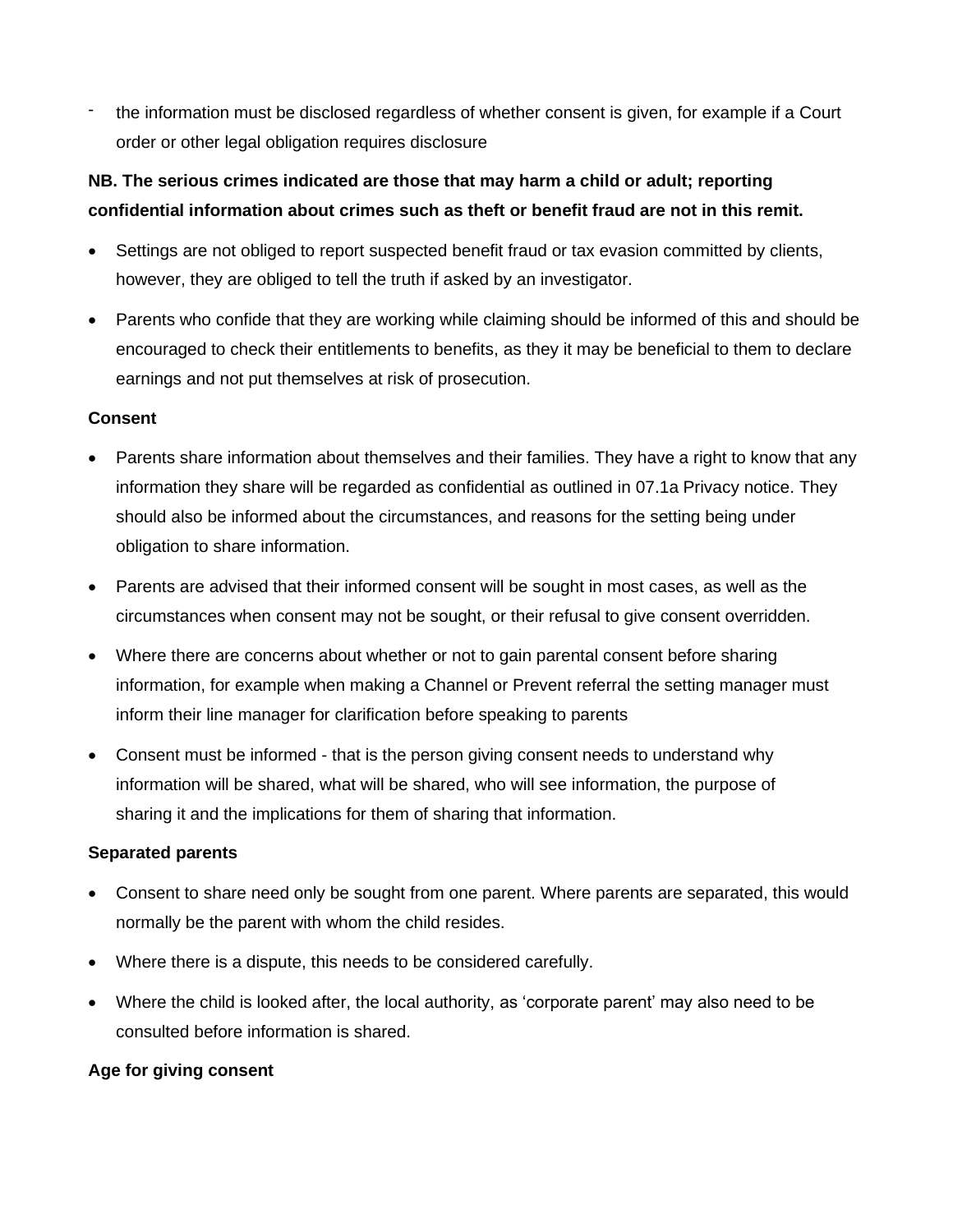- the information must be disclosed regardless of whether consent is given, for example if a Court order or other legal obligation requires disclosure

**NB. The serious crimes indicated are those that may harm a child or adult; reporting confidential information about crimes such as theft or benefit fraud are not in this remit.**

- Settings are not obliged to report suspected benefit fraud or tax evasion committed by clients, however, they are obliged to tell the truth if asked by an investigator.
- Parents who confide that they are working while claiming should be informed of this and should be encouraged to check their entitlements to benefits, as they it may be beneficial to them to declare earnings and not put themselves at risk of prosecution.

**Consent**

- Parents share information about themselves and their families. They have a right to know that any information they share will be regarded as confidential as outlined in 07.1a Privacy notice. They should also be informed about the circumstances, and reasons for the setting being under obligation to share information.
- Parents are advised that their informed consent will be sought in most cases, as well as the circumstances when consent may not be sought, or their refusal to give consent overridden.
- Where there are concerns about whether or not to gain parental consent before sharing information, for example when making a Channel or Prevent referral the setting manager must inform their line manager for clarification before speaking to parents
- Consent must be informed - that is the person giving consent needs to understand why information will be shared, what will be shared, who will see information, the purpose of sharing it and the implications for them of sharing that information.

**Separated parents**

- Consent to share need only be sought from one parent. Where parents are separated, this would normally be the parent with whom the child resides.
- Where there is a dispute, this needs to be considered carefully.
- Where the child is looked after, the local authority, as 'corporate parent' may also need to be consulted before information is shared.

**Age for giving consent**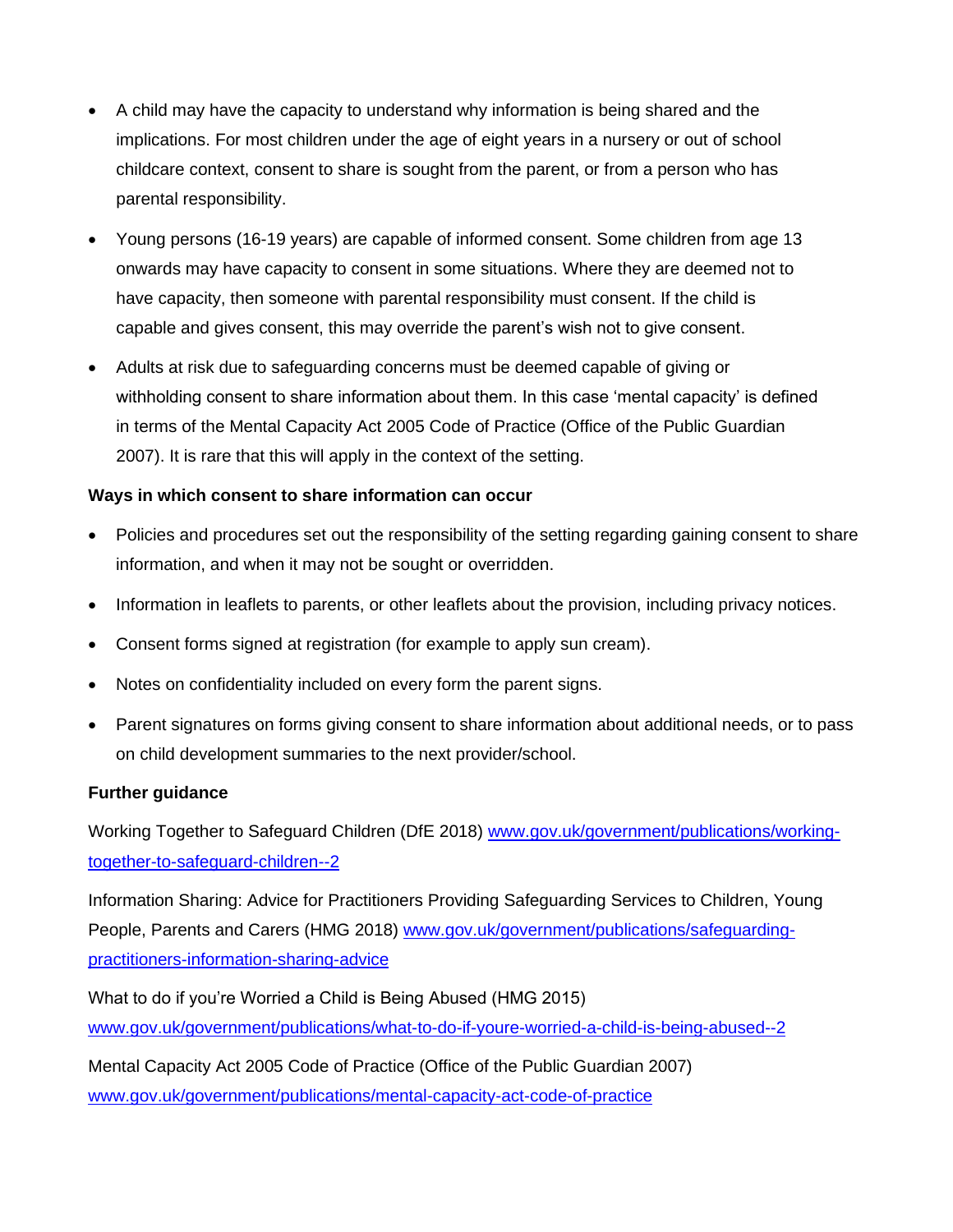- A child may have the capacity to understand why information is being shared and the implications. For most children under the age of eight years in a nursery or out of school childcare context, consent to share is sought from the parent, or from a person who has parental responsibility.
- Young persons (16-19 years) are capable of informed consent. Some children from age 13 onwards may have capacity to consent in some situations. Where they are deemed not to have capacity, then someone with parental responsibility must consent. If the child is capable and gives consent, this may override the parent's wish not to give consent.
- Adults at risk due to safeguarding concerns must be deemed capable of giving or withholding consent to share information about them. In this case 'mental capacity' is defined in terms of the Mental Capacity Act 2005 Code of Practice (Office of the Public Guardian 2007). It is rare that this will apply in the context of the setting.

**Ways in which consent to share information can occur**

- Policies and procedures set out the responsibility of the setting regarding gaining consent to share information, and when it may not be sought or overridden.
- Information in leaflets to parents, or other leaflets about the provision, including privacy notices.
- Consent forms signed at registration (for example to apply sun cream).
- Notes on confidentiality included on every form the parent signs.
- Parent signatures on forms giving consent to share information about additional needs, or to pass on child development summaries to the next provider/school.

**Further guidance**

Working Together to Safeguard Children (DfE 2018) [www.gov.uk/government/publications/working-together-to-safeguard-children--2](www.gov.uk/government/publications/working-together-to-safeguard-children--2)

Information Sharing: Advice for Practitioners Providing Safeguarding Services to Children, Young People, Parents and Carers (HMG 2018) [www.gov.uk/government/publications/safeguarding-practitioners-information-sharing-advice](www.gov.uk/government/publications/safeguarding-practitioners-information-sharing-advice)

What to do if you're Worried a Child is Being Abused (HMG 2015) [www.gov.uk/government/publications/what-to-do-if-youre-worried-a-child-is-being-abused--2](www.gov.uk/government/publications/what-to-do-if-youre-worried-a-child-is-being-abused--2)

Mental Capacity Act 2005 Code of Practice (Office of the Public Guardian 2007) [www.gov.uk/government/publications/mental-capacity-act-code-of-practice](www.gov.uk/government/publications/mental-capacity-act-code-of-practice)